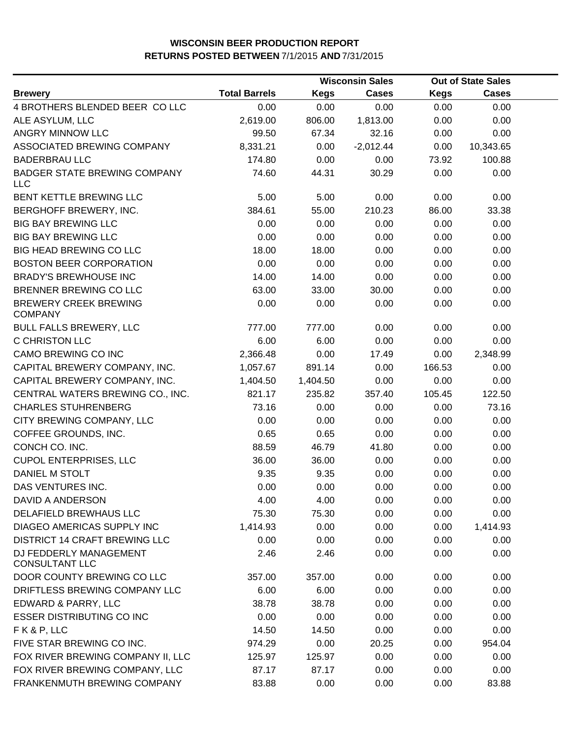**WISCONSIN BEER PRODUCTION REPORT**
**RETURNS POSTED BETWEEN 7/1/2015 AND 7/31/2015**

| Brewery | Total Barrels | Wisconsin Sales | | Out of State Sales | |
|---|---|---|---|---|---|
| | | Kegs | Cases | Kegs | Cases |
| 4 BROTHERS BLENDED BEER CO LLC | 0.00 | 0.00 | 0.00 | 0.00 | 0.00 |
| ALE ASYLUM, LLC | 2,619.00 | 806.00 | 1,813.00 | 0.00 | 0.00 |
| ANGRY MINNOW LLC | 99.50 | 67.34 | 32.16 | 0.00 | 0.00 |
| ASSOCIATED BREWING COMPANY | 8,331.21 | 0.00 | -2,012.44 | 0.00 | 10,343.65 |
| BADERBRAU LLC | 174.80 | 0.00 | 0.00 | 73.92 | 100.88 |
| BADGER STATE BREWING COMPANY LLC | 74.60 | 44.31 | 30.29 | 0.00 | 0.00 |
| BENT KETTLE BREWING LLC | 5.00 | 5.00 | 0.00 | 0.00 | 0.00 |
| BERGHOFF BREWERY, INC. | 384.61 | 55.00 | 210.23 | 86.00 | 33.38 |
| BIG BAY BREWING LLC | 0.00 | 0.00 | 0.00 | 0.00 | 0.00 |
| BIG BAY BREWING LLC | 0.00 | 0.00 | 0.00 | 0.00 | 0.00 |
| BIG HEAD BREWING CO LLC | 18.00 | 18.00 | 0.00 | 0.00 | 0.00 |
| BOSTON BEER CORPORATION | 0.00 | 0.00 | 0.00 | 0.00 | 0.00 |
| BRADY'S BREWHOUSE INC | 14.00 | 14.00 | 0.00 | 0.00 | 0.00 |
| BRENNER BREWING CO LLC | 63.00 | 33.00 | 30.00 | 0.00 | 0.00 |
| BREWERY CREEK BREWING COMPANY | 0.00 | 0.00 | 0.00 | 0.00 | 0.00 |
| BULL FALLS BREWERY, LLC | 777.00 | 777.00 | 0.00 | 0.00 | 0.00 |
| C CHRISTON LLC | 6.00 | 6.00 | 0.00 | 0.00 | 0.00 |
| CAMO BREWING CO INC | 2,366.48 | 0.00 | 17.49 | 0.00 | 2,348.99 |
| CAPITAL BREWERY COMPANY, INC. | 1,057.67 | 891.14 | 0.00 | 166.53 | 0.00 |
| CAPITAL BREWERY COMPANY, INC. | 1,404.50 | 1,404.50 | 0.00 | 0.00 | 0.00 |
| CENTRAL WATERS BREWING CO., INC. | 821.17 | 235.82 | 357.40 | 105.45 | 122.50 |
| CHARLES STUHRENBERG | 73.16 | 0.00 | 0.00 | 0.00 | 73.16 |
| CITY BREWING COMPANY, LLC | 0.00 | 0.00 | 0.00 | 0.00 | 0.00 |
| COFFEE GROUNDS, INC. | 0.65 | 0.65 | 0.00 | 0.00 | 0.00 |
| CONCH CO. INC. | 88.59 | 46.79 | 41.80 | 0.00 | 0.00 |
| CUPOL ENTERPRISES, LLC | 36.00 | 36.00 | 0.00 | 0.00 | 0.00 |
| DANIEL M STOLT | 9.35 | 9.35 | 0.00 | 0.00 | 0.00 |
| DAS VENTURES INC. | 0.00 | 0.00 | 0.00 | 0.00 | 0.00 |
| DAVID A ANDERSON | 4.00 | 4.00 | 0.00 | 0.00 | 0.00 |
| DELAFIELD BREWHAUS LLC | 75.30 | 75.30 | 0.00 | 0.00 | 0.00 |
| DIAGEO AMERICAS SUPPLY INC | 1,414.93 | 0.00 | 0.00 | 0.00 | 1,414.93 |
| DISTRICT 14 CRAFT BREWING LLC | 0.00 | 0.00 | 0.00 | 0.00 | 0.00 |
| DJ FEDDERLY MANAGEMENT CONSULTANT LLC | 2.46 | 2.46 | 0.00 | 0.00 | 0.00 |
| DOOR COUNTY BREWING CO LLC | 357.00 | 357.00 | 0.00 | 0.00 | 0.00 |
| DRIFTLESS BREWING COMPANY LLC | 6.00 | 6.00 | 0.00 | 0.00 | 0.00 |
| EDWARD & PARRY, LLC | 38.78 | 38.78 | 0.00 | 0.00 | 0.00 |
| ESSER DISTRIBUTING CO INC | 0.00 | 0.00 | 0.00 | 0.00 | 0.00 |
| F K & P, LLC | 14.50 | 14.50 | 0.00 | 0.00 | 0.00 |
| FIVE STAR BREWING CO INC. | 974.29 | 0.00 | 20.25 | 0.00 | 954.04 |
| FOX RIVER BREWING COMPANY II, LLC | 125.97 | 125.97 | 0.00 | 0.00 | 0.00 |
| FOX RIVER BREWING COMPANY, LLC | 87.17 | 87.17 | 0.00 | 0.00 | 0.00 |
| FRANKENMUTH BREWING COMPANY | 83.88 | 0.00 | 0.00 | 0.00 | 83.88 |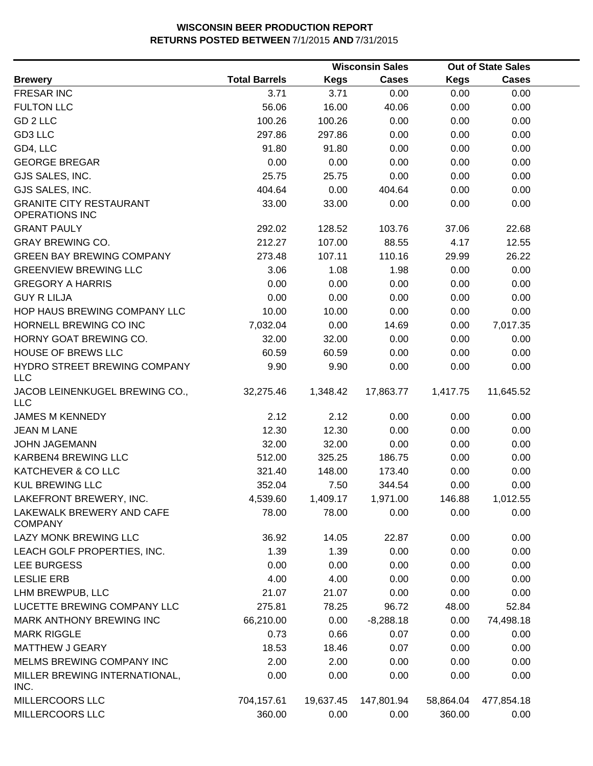# WISCONSIN BEER PRODUCTION REPORT
## RETURNS POSTED BETWEEN 7/1/2015 AND 7/31/2015

| Brewery | Total Barrels | Wisconsin Sales | | Out of State Sales | |
|---|---|---|---|---|---|
| | | Kegs | Cases | Kegs | Cases |
| FRESAR INC | 3.71 | 3.71 | 0.00 | 0.00 | 0.00 |
| FULTON LLC | 56.06 | 16.00 | 40.06 | 0.00 | 0.00 |
| GD 2 LLC | 100.26 | 100.26 | 0.00 | 0.00 | 0.00 |
| GD3 LLC | 297.86 | 297.86 | 0.00 | 0.00 | 0.00 |
| GD4, LLC | 91.80 | 91.80 | 0.00 | 0.00 | 0.00 |
| GEORGE BREGAR | 0.00 | 0.00 | 0.00 | 0.00 | 0.00 |
| GJS SALES, INC. | 25.75 | 25.75 | 0.00 | 0.00 | 0.00 |
| GJS SALES, INC. | 404.64 | 0.00 | 404.64 | 0.00 | 0.00 |
| GRANITE CITY RESTAURANT OPERATIONS INC | 33.00 | 33.00 | 0.00 | 0.00 | 0.00 |
| GRANT PAULY | 292.02 | 128.52 | 103.76 | 37.06 | 22.68 |
| GRAY BREWING CO. | 212.27 | 107.00 | 88.55 | 4.17 | 12.55 |
| GREEN BAY BREWING COMPANY | 273.48 | 107.11 | 110.16 | 29.99 | 26.22 |
| GREENVIEW BREWING LLC | 3.06 | 1.08 | 1.98 | 0.00 | 0.00 |
| GREGORY A HARRIS | 0.00 | 0.00 | 0.00 | 0.00 | 0.00 |
| GUY R LILJA | 0.00 | 0.00 | 0.00 | 0.00 | 0.00 |
| HOP HAUS BREWING COMPANY LLC | 10.00 | 10.00 | 0.00 | 0.00 | 0.00 |
| HORNELL BREWING CO INC | 7,032.04 | 0.00 | 14.69 | 0.00 | 7,017.35 |
| HORNY GOAT BREWING CO. | 32.00 | 32.00 | 0.00 | 0.00 | 0.00 |
| HOUSE OF BREWS LLC | 60.59 | 60.59 | 0.00 | 0.00 | 0.00 |
| HYDRO STREET BREWING COMPANY LLC | 9.90 | 9.90 | 0.00 | 0.00 | 0.00 |
| JACOB LEINENKUGEL BREWING CO., LLC | 32,275.46 | 1,348.42 | 17,863.77 | 1,417.75 | 11,645.52 |
| JAMES M KENNEDY | 2.12 | 2.12 | 0.00 | 0.00 | 0.00 |
| JEAN M LANE | 12.30 | 12.30 | 0.00 | 0.00 | 0.00 |
| JOHN JAGEMANN | 32.00 | 32.00 | 0.00 | 0.00 | 0.00 |
| KARBEN4 BREWING LLC | 512.00 | 325.25 | 186.75 | 0.00 | 0.00 |
| KATCHEVER & CO LLC | 321.40 | 148.00 | 173.40 | 0.00 | 0.00 |
| KUL BREWING LLC | 352.04 | 7.50 | 344.54 | 0.00 | 0.00 |
| LAKEFRONT BREWERY, INC. | 4,539.60 | 1,409.17 | 1,971.00 | 146.88 | 1,012.55 |
| LAKEWALK BREWERY AND CAFE COMPANY | 78.00 | 78.00 | 0.00 | 0.00 | 0.00 |
| LAZY MONK BREWING LLC | 36.92 | 14.05 | 22.87 | 0.00 | 0.00 |
| LEACH GOLF PROPERTIES, INC. | 1.39 | 1.39 | 0.00 | 0.00 | 0.00 |
| LEE BURGESS | 0.00 | 0.00 | 0.00 | 0.00 | 0.00 |
| LESLIE ERB | 4.00 | 4.00 | 0.00 | 0.00 | 0.00 |
| LHM BREWPUB, LLC | 21.07 | 21.07 | 0.00 | 0.00 | 0.00 |
| LUCETTE BREWING COMPANY LLC | 275.81 | 78.25 | 96.72 | 48.00 | 52.84 |
| MARK ANTHONY BREWING INC | 66,210.00 | 0.00 | -8,288.18 | 0.00 | 74,498.18 |
| MARK RIGGLE | 0.73 | 0.66 | 0.07 | 0.00 | 0.00 |
| MATTHEW J GEARY | 18.53 | 18.46 | 0.07 | 0.00 | 0.00 |
| MELMS BREWING COMPANY INC | 2.00 | 2.00 | 0.00 | 0.00 | 0.00 |
| MILLER BREWING INTERNATIONAL, INC. | 0.00 | 0.00 | 0.00 | 0.00 | 0.00 |
| MILLERCOORS LLC | 704,157.61 | 19,637.45 | 147,801.94 | 58,864.04 | 477,854.18 |
| MILLERCOORS LLC | 360.00 | 0.00 | 0.00 | 360.00 | 0.00 |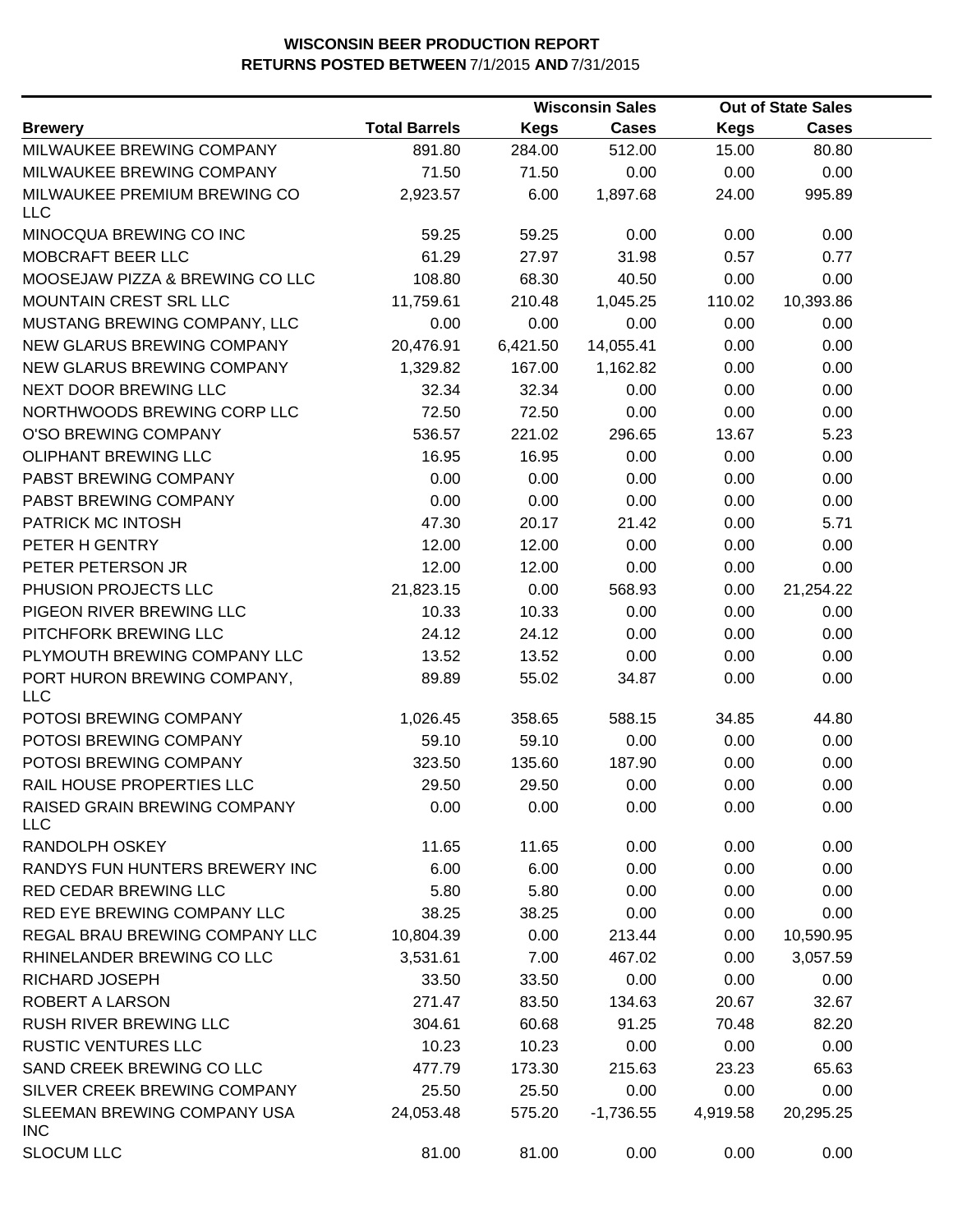**WISCONSIN BEER PRODUCTION REPORT**
**RETURNS POSTED BETWEEN** 7/1/2015 **AND** 7/31/2015

| Brewery | Total Barrels | Wisconsin Sales | | Out of State Sales | |
|---|---|---|---|---|---|
| | | Kegs | Cases | Kegs | Cases |
| MILWAUKEE BREWING COMPANY | 891.80 | 284.00 | 512.00 | 15.00 | 80.80 |
| MILWAUKEE BREWING COMPANY | 71.50 | 71.50 | 0.00 | 0.00 | 0.00 |
| MILWAUKEE PREMIUM BREWING CO LLC | 2,923.57 | 6.00 | 1,897.68 | 24.00 | 995.89 |
| MINOCQUA BREWING CO INC | 59.25 | 59.25 | 0.00 | 0.00 | 0.00 |
| MOBCRAFT BEER LLC | 61.29 | 27.97 | 31.98 | 0.57 | 0.77 |
| MOOSEJAW PIZZA & BREWING CO LLC | 108.80 | 68.30 | 40.50 | 0.00 | 0.00 |
| MOUNTAIN CREST SRL LLC | 11,759.61 | 210.48 | 1,045.25 | 110.02 | 10,393.86 |
| MUSTANG BREWING COMPANY, LLC | 0.00 | 0.00 | 0.00 | 0.00 | 0.00 |
| NEW GLARUS BREWING COMPANY | 20,476.91 | 6,421.50 | 14,055.41 | 0.00 | 0.00 |
| NEW GLARUS BREWING COMPANY | 1,329.82 | 167.00 | 1,162.82 | 0.00 | 0.00 |
| NEXT DOOR BREWING LLC | 32.34 | 32.34 | 0.00 | 0.00 | 0.00 |
| NORTHWOODS BREWING CORP LLC | 72.50 | 72.50 | 0.00 | 0.00 | 0.00 |
| O'SO BREWING COMPANY | 536.57 | 221.02 | 296.65 | 13.67 | 5.23 |
| OLIPHANT BREWING LLC | 16.95 | 16.95 | 0.00 | 0.00 | 0.00 |
| PABST BREWING COMPANY | 0.00 | 0.00 | 0.00 | 0.00 | 0.00 |
| PABST BREWING COMPANY | 0.00 | 0.00 | 0.00 | 0.00 | 0.00 |
| PATRICK MC INTOSH | 47.30 | 20.17 | 21.42 | 0.00 | 5.71 |
| PETER H GENTRY | 12.00 | 12.00 | 0.00 | 0.00 | 0.00 |
| PETER PETERSON JR | 12.00 | 12.00 | 0.00 | 0.00 | 0.00 |
| PHUSION PROJECTS LLC | 21,823.15 | 0.00 | 568.93 | 0.00 | 21,254.22 |
| PIGEON RIVER BREWING LLC | 10.33 | 10.33 | 0.00 | 0.00 | 0.00 |
| PITCHFORK BREWING LLC | 24.12 | 24.12 | 0.00 | 0.00 | 0.00 |
| PLYMOUTH BREWING COMPANY LLC | 13.52 | 13.52 | 0.00 | 0.00 | 0.00 |
| PORT HURON BREWING COMPANY, LLC | 89.89 | 55.02 | 34.87 | 0.00 | 0.00 |
| POTOSI BREWING COMPANY | 1,026.45 | 358.65 | 588.15 | 34.85 | 44.80 |
| POTOSI BREWING COMPANY | 59.10 | 59.10 | 0.00 | 0.00 | 0.00 |
| POTOSI BREWING COMPANY | 323.50 | 135.60 | 187.90 | 0.00 | 0.00 |
| RAIL HOUSE PROPERTIES LLC | 29.50 | 29.50 | 0.00 | 0.00 | 0.00 |
| RAISED GRAIN BREWING COMPANY LLC | 0.00 | 0.00 | 0.00 | 0.00 | 0.00 |
| RANDOLPH OSKEY | 11.65 | 11.65 | 0.00 | 0.00 | 0.00 |
| RANDYS FUN HUNTERS BREWERY INC | 6.00 | 6.00 | 0.00 | 0.00 | 0.00 |
| RED CEDAR BREWING LLC | 5.80 | 5.80 | 0.00 | 0.00 | 0.00 |
| RED EYE BREWING COMPANY LLC | 38.25 | 38.25 | 0.00 | 0.00 | 0.00 |
| REGAL BRAU BREWING COMPANY LLC | 10,804.39 | 0.00 | 213.44 | 0.00 | 10,590.95 |
| RHINELANDER BREWING CO LLC | 3,531.61 | 7.00 | 467.02 | 0.00 | 3,057.59 |
| RICHARD JOSEPH | 33.50 | 33.50 | 0.00 | 0.00 | 0.00 |
| ROBERT A LARSON | 271.47 | 83.50 | 134.63 | 20.67 | 32.67 |
| RUSH RIVER BREWING LLC | 304.61 | 60.68 | 91.25 | 70.48 | 82.20 |
| RUSTIC VENTURES LLC | 10.23 | 10.23 | 0.00 | 0.00 | 0.00 |
| SAND CREEK BREWING CO LLC | 477.79 | 173.30 | 215.63 | 23.23 | 65.63 |
| SILVER CREEK BREWING COMPANY | 25.50 | 25.50 | 0.00 | 0.00 | 0.00 |
| SLEEMAN BREWING COMPANY USA INC | 24,053.48 | 575.20 | -1,736.55 | 4,919.58 | 20,295.25 |
| SLOCUM LLC | 81.00 | 81.00 | 0.00 | 0.00 | 0.00 |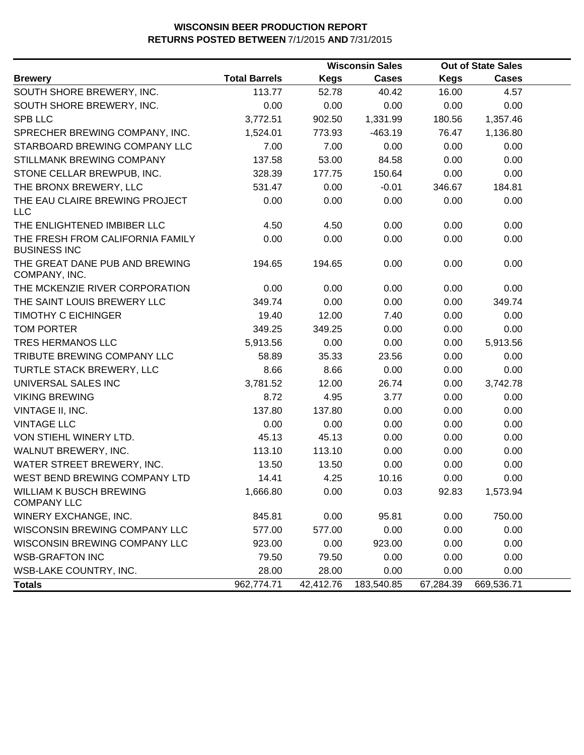**WISCONSIN BEER PRODUCTION REPORT**
**RETURNS POSTED BETWEEN** 7/1/2015 **AND** 7/31/2015

| | | Wisconsin Sales | | Out of State Sales | |
|---|---|---|---|---|---|
| **Brewery** | **Total Barrels** | **Kegs** | **Cases** | **Kegs** | **Cases** |
| SOUTH SHORE BREWERY, INC. | 113.77 | 52.78 | 40.42 | 16.00 | 4.57 |
| SOUTH SHORE BREWERY, INC. | 0.00 | 0.00 | 0.00 | 0.00 | 0.00 |
| SPB LLC | 3,772.51 | 902.50 | 1,331.99 | 180.56 | 1,357.46 |
| SPRECHER BREWING COMPANY, INC. | 1,524.01 | 773.93 | -463.19 | 76.47 | 1,136.80 |
| STARBOARD BREWING COMPANY LLC | 7.00 | 7.00 | 0.00 | 0.00 | 0.00 |
| STILLMANK BREWING COMPANY | 137.58 | 53.00 | 84.58 | 0.00 | 0.00 |
| STONE CELLAR BREWPUB, INC. | 328.39 | 177.75 | 150.64 | 0.00 | 0.00 |
| THE BRONX BREWERY, LLC | 531.47 | 0.00 | -0.01 | 346.67 | 184.81 |
| THE EAU CLAIRE BREWING PROJECT LLC | 0.00 | 0.00 | 0.00 | 0.00 | 0.00 |
| THE ENLIGHTENED IMBIBER LLC | 4.50 | 4.50 | 0.00 | 0.00 | 0.00 |
| THE FRESH FROM CALIFORNIA FAMILY BUSINESS INC | 0.00 | 0.00 | 0.00 | 0.00 | 0.00 |
| THE GREAT DANE PUB AND BREWING COMPANY, INC. | 194.65 | 194.65 | 0.00 | 0.00 | 0.00 |
| THE MCKENZIE RIVER CORPORATION | 0.00 | 0.00 | 0.00 | 0.00 | 0.00 |
| THE SAINT LOUIS BREWERY LLC | 349.74 | 0.00 | 0.00 | 0.00 | 349.74 |
| TIMOTHY C EICHINGER | 19.40 | 12.00 | 7.40 | 0.00 | 0.00 |
| TOM PORTER | 349.25 | 349.25 | 0.00 | 0.00 | 0.00 |
| TRES HERMANOS LLC | 5,913.56 | 0.00 | 0.00 | 0.00 | 5,913.56 |
| TRIBUTE BREWING COMPANY LLC | 58.89 | 35.33 | 23.56 | 0.00 | 0.00 |
| TURTLE STACK BREWERY, LLC | 8.66 | 8.66 | 0.00 | 0.00 | 0.00 |
| UNIVERSAL SALES INC | 3,781.52 | 12.00 | 26.74 | 0.00 | 3,742.78 |
| VIKING BREWING | 8.72 | 4.95 | 3.77 | 0.00 | 0.00 |
| VINTAGE II, INC. | 137.80 | 137.80 | 0.00 | 0.00 | 0.00 |
| VINTAGE LLC | 0.00 | 0.00 | 0.00 | 0.00 | 0.00 |
| VON STIEHL WINERY LTD. | 45.13 | 45.13 | 0.00 | 0.00 | 0.00 |
| WALNUT BREWERY, INC. | 113.10 | 113.10 | 0.00 | 0.00 | 0.00 |
| WATER STREET BREWERY, INC. | 13.50 | 13.50 | 0.00 | 0.00 | 0.00 |
| WEST BEND BREWING COMPANY LTD | 14.41 | 4.25 | 10.16 | 0.00 | 0.00 |
| WILLIAM K BUSCH BREWING COMPANY LLC | 1,666.80 | 0.00 | 0.03 | 92.83 | 1,573.94 |
| WINERY EXCHANGE, INC. | 845.81 | 0.00 | 95.81 | 0.00 | 750.00 |
| WISCONSIN BREWING COMPANY LLC | 577.00 | 577.00 | 0.00 | 0.00 | 0.00 |
| WISCONSIN BREWING COMPANY LLC | 923.00 | 0.00 | 923.00 | 0.00 | 0.00 |
| WSB-GRAFTON INC | 79.50 | 79.50 | 0.00 | 0.00 | 0.00 |
| WSB-LAKE COUNTRY, INC. | 28.00 | 28.00 | 0.00 | 0.00 | 0.00 |
| **Totals** | 962,774.71 | 42,412.76 | 183,540.85 | 67,284.39 | 669,536.71 |